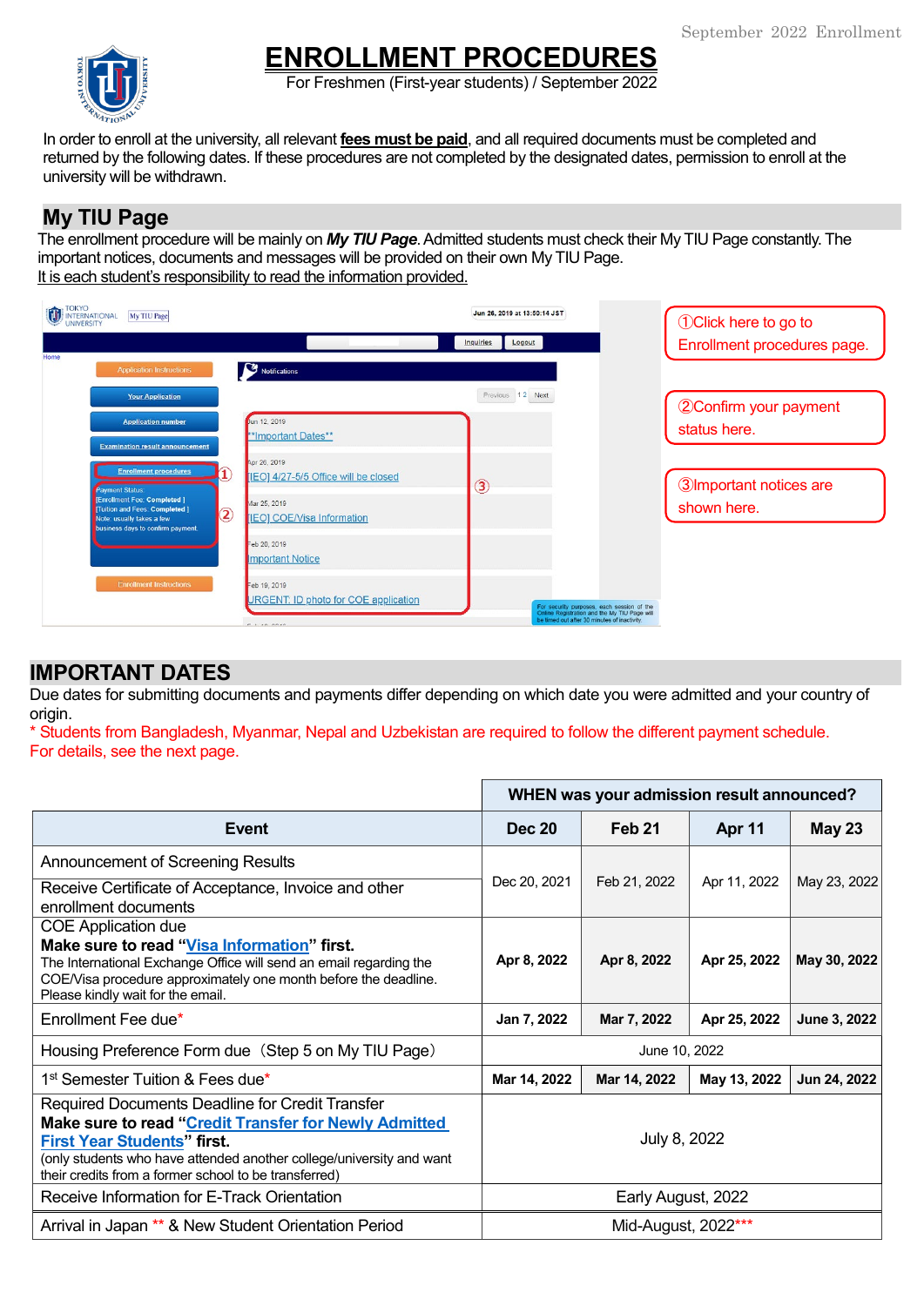# ENROLLMENT PROCEDURES

For Freshmen (First-year students) / September 2022

In order to enroll at the university, all relevant **fees must be paid**, and all required documents must be completed and returned by the following dates. If these procedures are not completed by the designated dates, permission to enroll at the university will be withdrawn.

## My TIU Page

The enrollment procedure will be mainly on ***My TIU Page***. Admitted students must check their My TIU Page constantly. The important notices, documents and messages will be provided on their own My TIU Page.
It is each student's responsibility to read the information provided.

①Click here to go to Enrollment procedures page.

②Confirm your payment status here.

③Important notices are shown here.

## IMPORTANT DATES

Due dates for submitting documents and payments differ depending on which date you were admitted and your country of origin.
* Students from Bangladesh, Myanmar, Nepal and Uzbekistan are required to follow the different payment schedule. For details, see the next page.

| | WHEN was your admission result announced? | | | |
|---|---|---|---|---|
| **Event** | **Dec 20** | **Feb 21** | **Apr 11** | **May 23** |
| Announcement of Screening Results<br>Receive Certificate of Acceptance, Invoice and other enrollment documents | Dec 20, 2021 | Feb 21, 2022 | Apr 11, 2022 | May 23, 2022 |
| COE Application due<br>**Make sure to read "Visa Information" first.**<br>The International Exchange Office will send an email regarding the COE/Visa procedure approximately one month before the deadline. Please kindly wait for the email. | **Apr 8, 2022** | **Apr 8, 2022** | **Apr 25, 2022** | **May 30, 2022** |
| Enrollment Fee due* | **Jan 7, 2022** | **Mar 7, 2022** | **Apr 25, 2022** | **June 3, 2022** |
| Housing Preference Form due（Step 5 on My TIU Page） | June 10, 2022 | | | |
| 1st Semester Tuition & Fees due* | **Mar 14, 2022** | **Mar 14, 2022** | **May 13, 2022** | **Jun 24, 2022** |
| Required Documents Deadline for Credit Transfer<br>**Make sure to read "Credit Transfer for Newly Admitted First Year Students" first.**<br>(only students who have attended another college/university and want their credits from a former school to be transferred) | July 8, 2022 | | | |
| Receive Information for E-Track Orientation | Early August, 2022 | | | |
| Arrival in Japan ** & New Student Orientation Period | Mid-August, 2022*** | | | |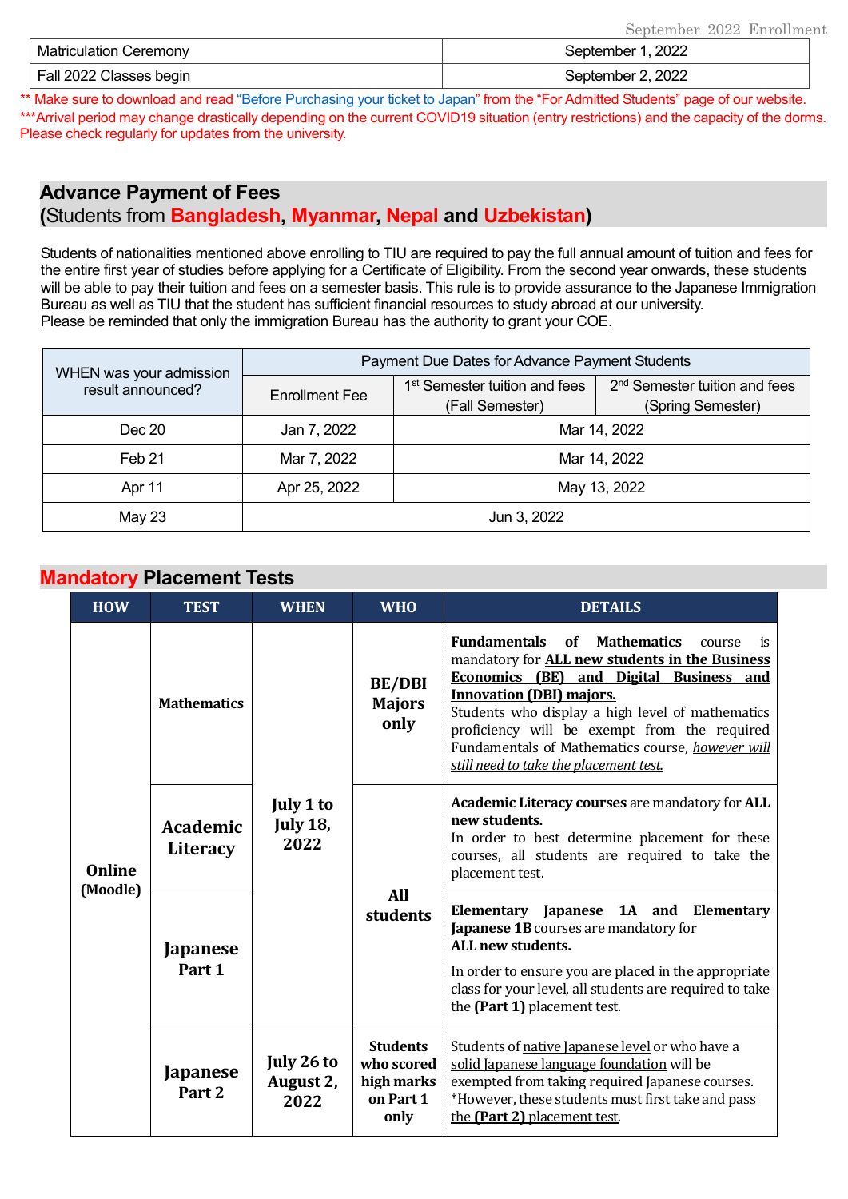| Matriculation Ceremony | September 1, 2022 |
|---|---|
| Fall 2022 Classes begin | September 2, 2022 |

** Make sure to download and read "Before Purchasing your ticket to Japan" from the "For Admitted Students" page of our website.
***Arrival period may change drastically depending on the current COVID19 situation (entry restrictions) and the capacity of the dorms. Please check regularly for updates from the university.

## Advance Payment of Fees (Students from Bangladesh, Myanmar, Nepal and Uzbekistan)

Students of nationalities mentioned above enrolling to TIU are required to pay the full annual amount of tuition and fees for the entire first year of studies before applying for a Certificate of Eligibility. From the second year onwards, these students will be able to pay their tuition and fees on a semester basis. This rule is to provide assurance to the Japanese Immigration Bureau as well as TIU that the student has sufficient financial resources to study abroad at our university.
Please be reminded that only the immigration Bureau has the authority to grant your COE.

| WHEN was your admission result announced? | Payment Due Dates for Advance Payment Students | | |
|---|---|---|---|
| | Enrollment Fee | 1st Semester tuition and fees (Fall Semester) | 2nd Semester tuition and fees (Spring Semester) |
| Dec 20 | Jan 7, 2022 | Mar 14, 2022 | |
| Feb 21 | Mar 7, 2022 | Mar 14, 2022 | |
| Apr 11 | Apr 25, 2022 | May 13, 2022 | |
| May 23 | Jun 3, 2022 | | |

## Mandatory Placement Tests

| HOW | TEST | WHEN | WHO | DETAILS |
|---|---|---|---|---|
| Online (Moodle) | Mathematics | July 1 to July 18, 2022 | BE/DBI Majors only | **Fundamentals of Mathematics** course is mandatory for **ALL new students in the Business Economics (BE) and Digital Business and Innovation (DBI) majors.** Students who display a high level of mathematics proficiency will be exempt from the required Fundamentals of Mathematics course, *however will still need to take the placement test.* |
| | Academic Literacy | | All students | **Academic Literacy courses** are mandatory for **ALL new students.** In order to best determine placement for these courses, all students are required to take the placement test. |
| | Japanese Part 1 | | | **Elementary Japanese 1A and Elementary Japanese 1B** courses are mandatory for **ALL new students.** In order to ensure you are placed in the appropriate class for your level, all students are required to take the **(Part 1)** placement test. |
| | Japanese Part 2 | July 26 to August 2, 2022 | Students who scored high marks on Part 1 only | Students of native Japanese level or who have a solid Japanese language foundation will be exempted from taking required Japanese courses. *However, these students must first take and pass the **(Part 2)** placement test. |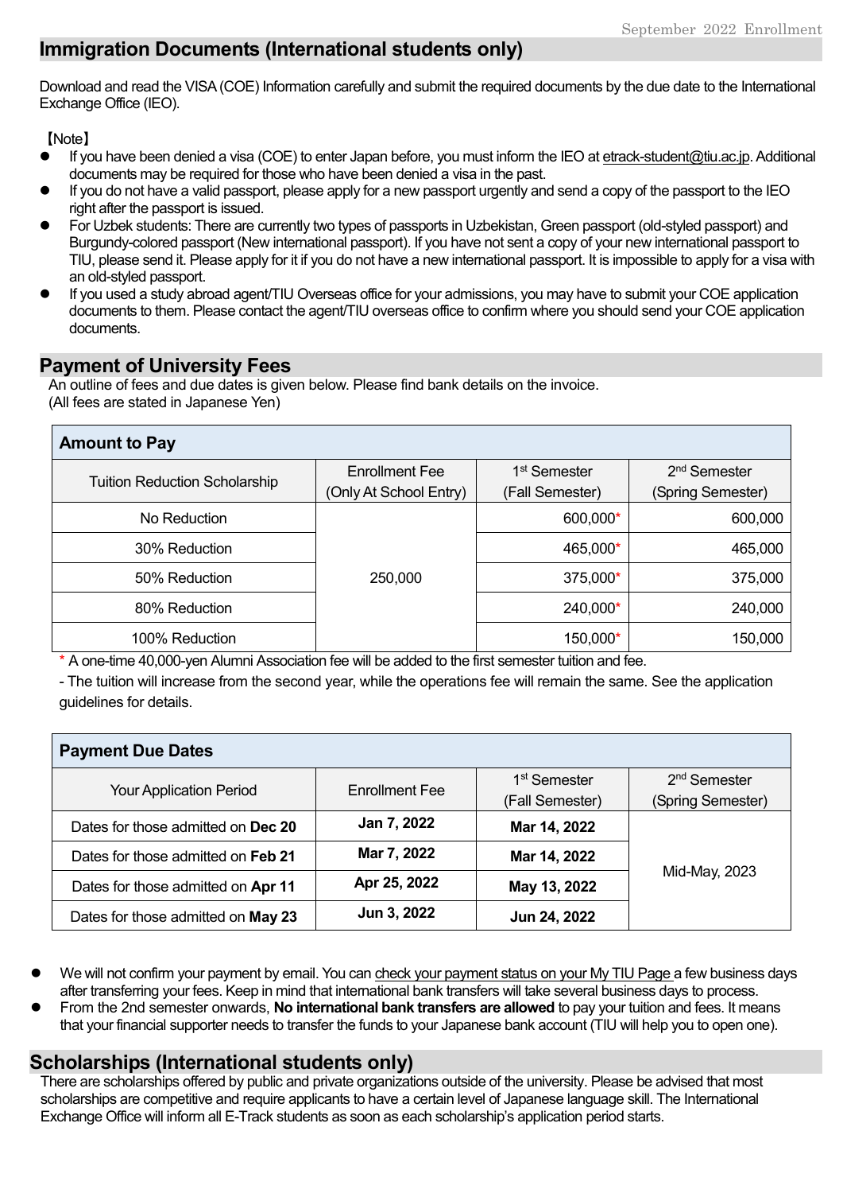## Immigration Documents (International students only)

Download and read the VISA (COE) Information carefully and submit the required documents by the due date to the International Exchange Office (IEO).

【Note】

- If you have been denied a visa (COE) to enter Japan before, you must inform the IEO at etrack-student@tiu.ac.jp. Additional documents may be required for those who have been denied a visa in the past.
- If you do not have a valid passport, please apply for a new passport urgently and send a copy of the passport to the IEO right after the passport is issued.
- For Uzbek students: There are currently two types of passports in Uzbekistan, Green passport (old-styled passport) and Burgundy-colored passport (New international passport). If you have not sent a copy of your new international passport to TIU, please send it. Please apply for it if you do not have a new international passport. It is impossible to apply for a visa with an old-styled passport.
- If you used a study abroad agent/TIU Overseas office for your admissions, you may have to submit your COE application documents to them. Please contact the agent/TIU overseas office to confirm where you should send your COE application documents.

## Payment of University Fees

An outline of fees and due dates is given below. Please find bank details on the invoice.
(All fees are stated in Japanese Yen)

**Amount to Pay**

| Tuition Reduction Scholarship | Enrollment Fee (Only At School Entry) | 1st Semester (Fall Semester) | 2nd Semester (Spring Semester) |
|---|---|---|---|
| No Reduction | 250,000 | 600,000* | 600,000 |
| 30% Reduction | | 465,000* | 465,000 |
| 50% Reduction | | 375,000* | 375,000 |
| 80% Reduction | | 240,000* | 240,000 |
| 100% Reduction | | 150,000* | 150,000 |

\* A one-time 40,000-yen Alumni Association fee will be added to the first semester tuition and fee.

- The tuition will increase from the second year, while the operations fee will remain the same. See the application guidelines for details.

**Payment Due Dates**

| Your Application Period | Enrollment Fee | 1st Semester (Fall Semester) | 2nd Semester (Spring Semester) |
|---|---|---|---|
| Dates for those admitted on **Dec 20** | **Jan 7, 2022** | **Mar 14, 2022** | Mid-May, 2023 |
| Dates for those admitted on **Feb 21** | **Mar 7, 2022** | **Mar 14, 2022** | |
| Dates for those admitted on **Apr 11** | **Apr 25, 2022** | **May 13, 2022** | |
| Dates for those admitted on **May 23** | **Jun 3, 2022** | **Jun 24, 2022** | |

- We will not confirm your payment by email. You can check your payment status on your My TIU Page a few business days after transferring your fees. Keep in mind that international bank transfers will take several business days to process.
- From the 2nd semester onwards, **No international bank transfers are allowed** to pay your tuition and fees. It means that your financial supporter needs to transfer the funds to your Japanese bank account (TIU will help you to open one).

## Scholarships (International students only)

There are scholarships offered by public and private organizations outside of the university. Please be advised that most scholarships are competitive and require applicants to have a certain level of Japanese language skill. The International Exchange Office will inform all E-Track students as soon as each scholarship's application period starts.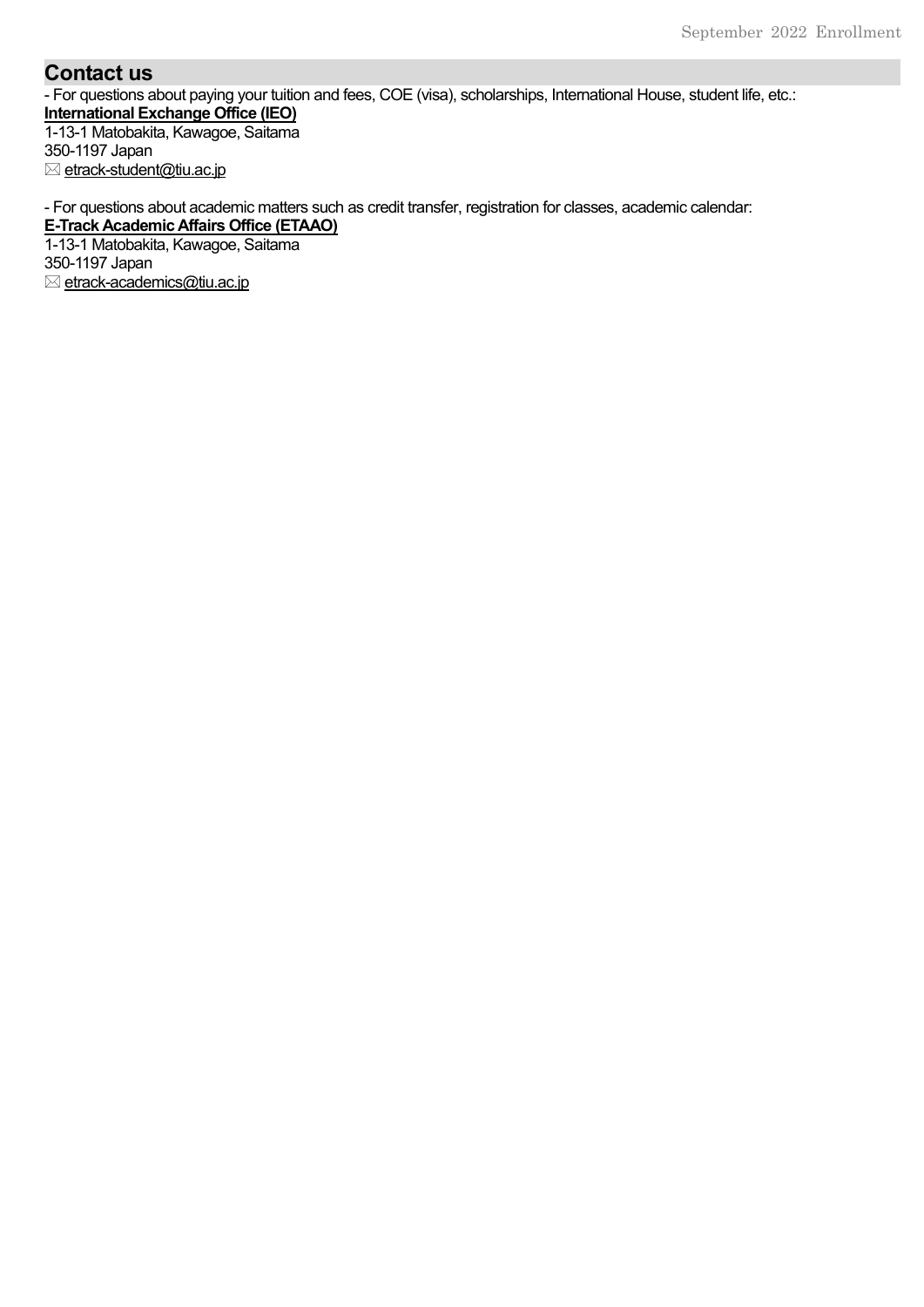## Contact us

- For questions about paying your tuition and fees, COE (visa), scholarships, International House, student life, etc.:

**International Exchange Office (IEO)**
1-13-1 Matobakita, Kawagoe, Saitama
350-1197 Japan
✉ etrack-student@tiu.ac.jp

- For questions about academic matters such as credit transfer, registration for classes, academic calendar:

**E-Track Academic Affairs Office (ETAAO)**
1-13-1 Matobakita, Kawagoe, Saitama
350-1197 Japan
✉ etrack-academics@tiu.ac.jp